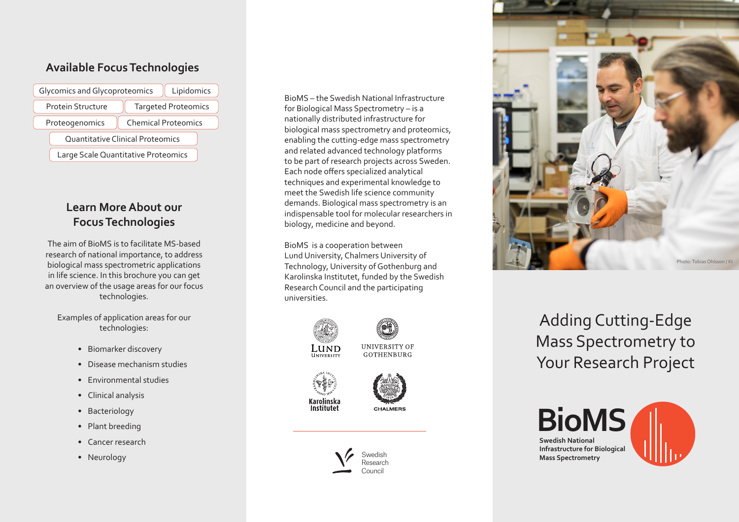## Available Focus Technologies

- Glycomics and Glycoproteomics
- Lipidomics
- Protein Structure
- Targeted Proteomics
- Proteogenomics
- Chemical Proteomics
- Quantitative Clinical Proteomics
- Large Scale Quantitative Proteomics

## Learn More About our Focus Technologies

The aim of BioMS is to facilitate MS-based research of national importance, to address biological mass spectrometric applications in life science. In this brochure you can get an overview of the usage areas for our focus technologies.

Examples of application areas for our technologies:

- Biomarker discovery
- Disease mechanism studies
- Environmental studies
- Clinical analysis
- Bacteriology
- Plant breeding
- Cancer research
- Neurology

BioMS – the Swedish National Infrastructure for Biological Mass Spectrometry – is a nationally distributed infrastructure for biological mass spectrometry and proteomics, enabling the cutting-edge mass spectrometry and related advanced technology platforms to be part of research projects across Sweden. Each node offers specialized analytical techniques and experimental knowledge to meet the Swedish life science community demands. Biological mass spectrometry is an indispensable tool for molecular researchers in biology, medicine and beyond.

BioMS is a cooperation between Lund University, Chalmers University of Technology, University of Gothenburg and Karolinska Institutet, funded by the Swedish Research Council and the participating universities.

Lund University | University of Gothenburg | Karolinska Institutet | Chalmers

Swedish Research Council

Photo: Tobias Ohlsson / KI

# Adding Cutting-Edge Mass Spectrometry to Your Research Project

**BioMS**

**Swedish National Infrastructure for Biological Mass Spectrometry**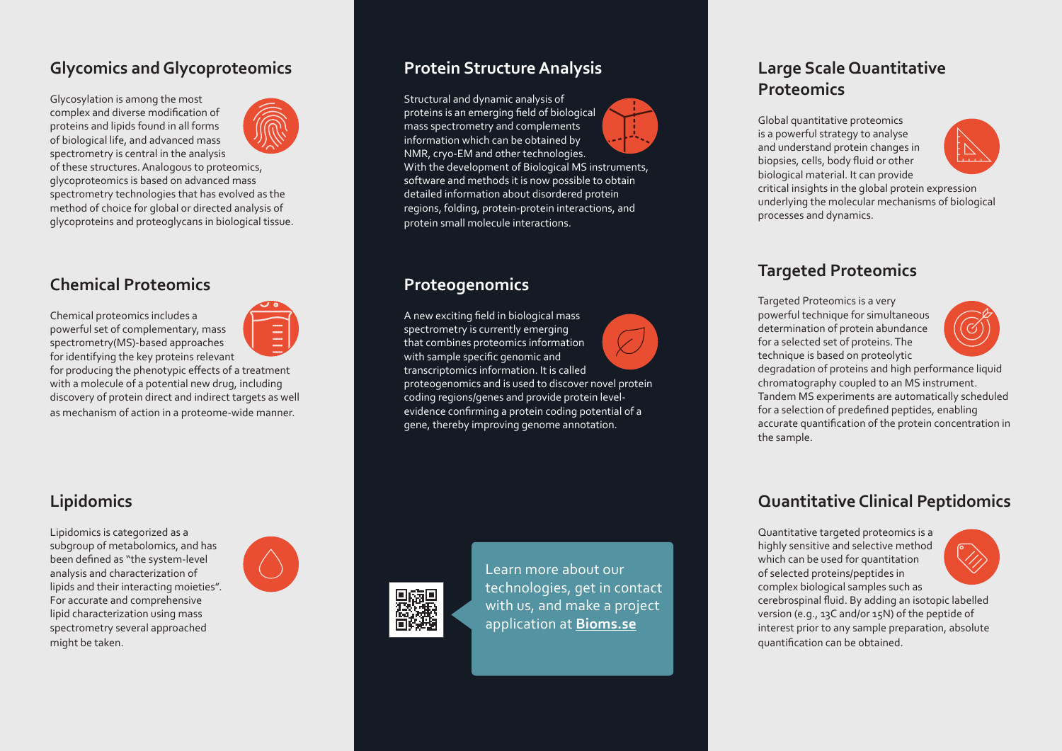## Glycomics and Glycoproteomics

Glycosylation is among the most complex and diverse modification of proteins and lipids found in all forms of biological life, and advanced mass spectrometry is central in the analysis of these structures. Analogous to proteomics, glycoproteomics is based on advanced mass spectrometry technologies that has evolved as the method of choice for global or directed analysis of glycoproteins and proteoglycans in biological tissue.

## Chemical Proteomics

Chemical proteomics includes a powerful set of complementary, mass spectrometry(MS)-based approaches for identifying the key proteins relevant for producing the phenotypic effects of a treatment with a molecule of a potential new drug, including discovery of protein direct and indirect targets as well as mechanism of action in a proteome-wide manner.

## Lipidomics

Lipidomics is categorized as a subgroup of metabolomics, and has been defined as "the system-level analysis and characterization of lipids and their interacting moieties". For accurate and comprehensive lipid characterization using mass spectrometry several approached might be taken.

## Protein Structure Analysis

Structural and dynamic analysis of proteins is an emerging field of biological mass spectrometry and complements information which can be obtained by NMR, cryo-EM and other technologies. With the development of Biological MS instruments, software and methods it is now possible to obtain detailed information about disordered protein regions, folding, protein-protein interactions, and protein small molecule interactions.

## Proteogenomics

A new exciting field in biological mass spectrometry is currently emerging that combines proteomics information with sample specific genomic and transcriptomics information. It is called proteogenomics and is used to discover novel protein coding regions/genes and provide protein level-evidence confirming a protein coding potential of a gene, thereby improving genome annotation.

Learn more about our technologies, get in contact with us, and make a project application at **Bioms.se**

## Large Scale Quantitative Proteomics

Global quantitative proteomics is a powerful strategy to analyse and understand protein changes in biopsies, cells, body fluid or other biological material. It can provide critical insights in the global protein expression underlying the molecular mechanisms of biological processes and dynamics.

## Targeted Proteomics

Targeted Proteomics is a very powerful technique for simultaneous determination of protein abundance for a selected set of proteins. The technique is based on proteolytic degradation of proteins and high performance liquid chromatography coupled to an MS instrument. Tandem MS experiments are automatically scheduled for a selection of predefined peptides, enabling accurate quantification of the protein concentration in the sample.

## Quantitative Clinical Peptidomics

Quantitative targeted proteomics is a highly sensitive and selective method which can be used for quantitation of selected proteins/peptides in complex biological samples such as cerebrospinal fluid. By adding an isotopic labelled version (e.g., 13C and/or 15N) of the peptide of interest prior to any sample preparation, absolute quantification can be obtained.